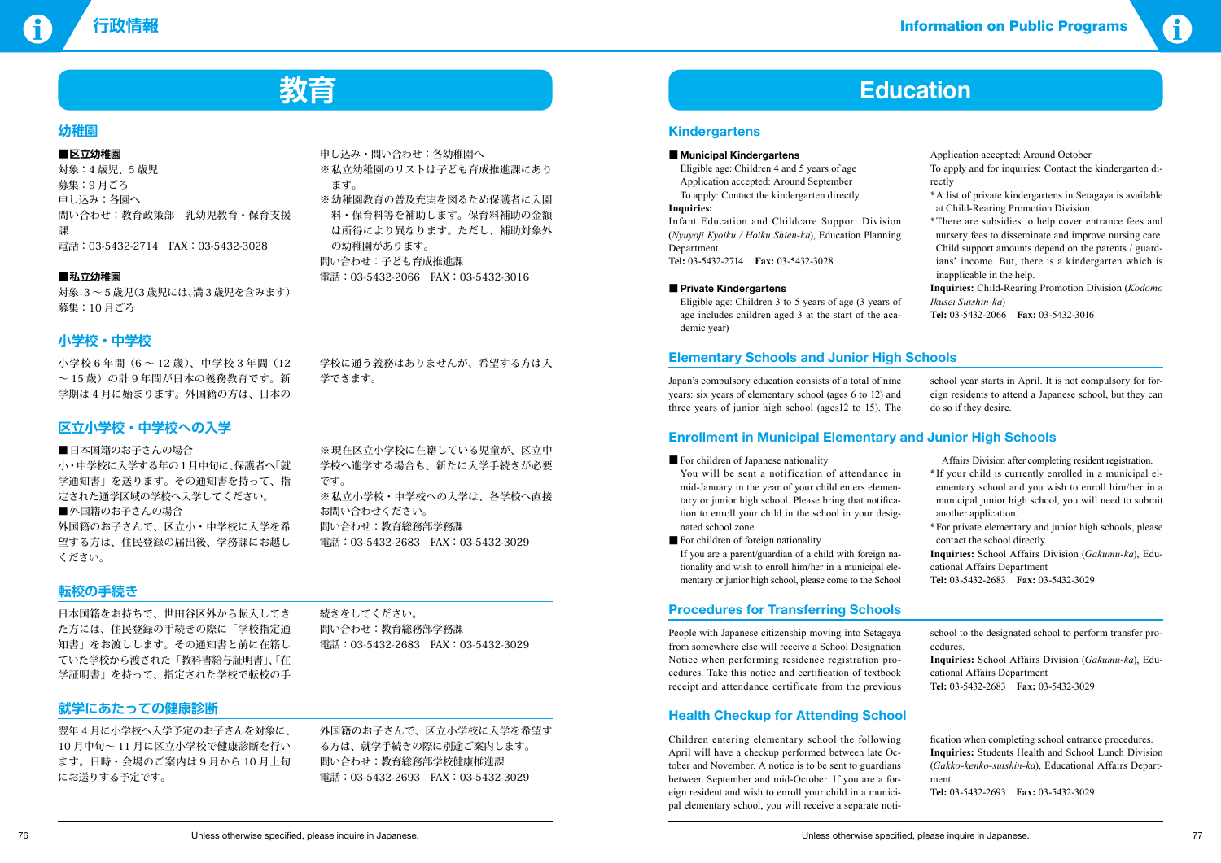# 教育

## 幼稚園

**■区立幼稚園**

対象：4歳児、5歳児
募集：9月ごろ
申し込み：各園へ
問い合わせ：教育政策部　乳幼児教育・保育支援課
電話：03-5432-2714　FAX：03-5432-3028

**■私立幼稚園**

対象：3～5歳児(3歳児には、満3歳児を含みます)
募集：10月ごろ
申し込み・問い合わせ：各幼稚園へ
※私立幼稚園のリストは子ども育成推進課にあります。
※幼稚園教育の普及充実を図るため保護者に入園料・保育料等を補助します。保育料補助の金額は所得により異なります。ただし、補助対象外の幼稚園があります。
問い合わせ：子ども育成推進課
電話：03-5432-2066　FAX：03-5432-3016

## 小学校・中学校

小学校6年間（6～12歳）、中学校3年間（12～15歳）の計9年間が日本の義務教育です。新学期は4月に始まります。外国籍の方は、日本の学校に通う義務はありませんが、希望する方は入学できます。

## 区立小学校・中学校への入学

■日本国籍のお子さんの場合
小・中学校に入学する年の1月中旬に、保護者へ「就学通知書」を送ります。その通知書を持って、指定された通学区域の学校へ入学してください。
■外国籍のお子さんの場合
外国籍のお子さんで、区立小・中学校に入学を希望する方は、住民登録の届出後、学務課にお越しください。
※現在区立小学校に在籍している児童が、区立中学校へ進学する場合も、新たに入学手続きが必要です。
※私立小学校・中学校への入学は、各学校へ直接お問い合わせください。
問い合わせ：教育総務部学務課
電話：03-5432-2683　FAX：03-5432-3029

## 転校の手続き

日本国籍をお持ちで、世田谷区外から転入してきた方には、住民登録の手続きの際に「学校指定通知書」をお渡しします。その通知書と前に在籍していた学校から渡された「教科書給与証明書」、「在学証明書」を持って、指定された学校で転校の手続きをしてください。
問い合わせ：教育総務部学務課
電話：03-5432-2683　FAX：03-5432-3029

## 就学にあたっての健康診断

翌年4月に小学校へ入学予定のお子さんを対象に、10月中旬～11月に区立小学校で健康診断を行います。日時・会場のご案内は9月から10月上旬にお送りする予定です。
外国籍のお子さんで、区立小学校に入学を希望する方は、就学手続きの際に別途ご案内します。
問い合わせ：教育総務部学校健康推進課
電話：03-5432-2693　FAX：03-5432-3029

# Education

## Kindergartens

**■ Municipal Kindergartens**

Eligible age: Children 4 and 5 years of age
Application accepted: Around September
To apply: Contact the kindergarten directly
**Inquiries:**
Infant Education and Childcare Support Division (*Nyuyoji Kyoiku / Hoiku Shien-ka*), Education Planning Department
**Tel:** 03-5432-2714　**Fax:** 03-5432-3028

**■ Private Kindergartens**

Eligible age: Children 3 to 5 years of age (3 years of age includes children aged 3 at the start of the academic year)
Application accepted: Around October
To apply and for inquiries: Contact the kindergarten directly
*A list of private kindergartens in Setagaya is available at Child-Rearing Promotion Division.
*There are subsidies to help cover entrance fees and nursery fees to disseminate and improve nursing care. Child support amounts depend on the parents / guardians' income. But, there is a kindergarten which is inapplicable in the help.
**Inquiries:** Child-Rearing Promotion Division (*Kodomo Ikusei Suishin-ka*)
**Tel:** 03-5432-2066　**Fax:** 03-5432-3016

## Elementary Schools and Junior High Schools

Japan's compulsory education consists of a total of nine years: six years of elementary school (ages 6 to 12) and three years of junior high school (ages12 to 15). The school year starts in April. It is not compulsory for foreign residents to attend a Japanese school, but they can do so if they desire.

## Enrollment in Municipal Elementary and Junior High Schools

■ For children of Japanese nationality
You will be sent a notification of attendance in mid-January in the year of your child enters elementary or junior high school. Please bring that notification to enroll your child in the school in your designated school zone.
■ For children of foreign nationality
If you are a parent/guardian of a child with foreign nationality and wish to enroll him/her in a municipal elementary or junior high school, please come to the School Affairs Division after completing resident registration.
*If your child is currently enrolled in a municipal elementary school and you wish to enroll him/her in a municipal junior high school, you will need to submit another application.
*For private elementary and junior high schools, please contact the school directly.
**Inquiries:** School Affairs Division (*Gakumu-ka*), Educational Affairs Department
**Tel:** 03-5432-2683　**Fax:** 03-5432-3029

## Procedures for Transferring Schools

People with Japanese citizenship moving into Setagaya from somewhere else will receive a School Designation Notice when performing residence registration procedures. Take this notice and certification of textbook receipt and attendance certificate from the previous school to the designated school to perform transfer procedures.
**Inquiries:** School Affairs Division (*Gakumu-ka*), Educational Affairs Department
**Tel:** 03-5432-2683　**Fax:** 03-5432-3029

## Health Checkup for Attending School

Children entering elementary school the following April will have a checkup performed between late October and November. A notice is to be sent to guardians between September and mid-October. If you are a foreign resident and wish to enroll your child in a municipal elementary school, you will receive a separate notification when completing school entrance procedures.
**Inquiries:** Students Health and School Lunch Division (*Gakko-kenko-suishin-ka*), Educational Affairs Department
**Tel:** 03-5432-2693　**Fax:** 03-5432-3029

Unless otherwise specified, please inquire in Japanese.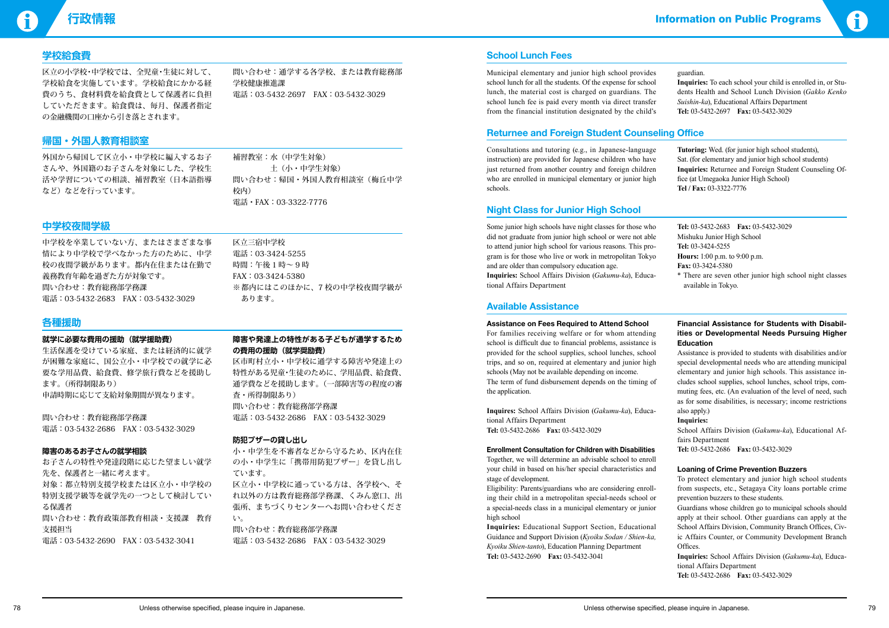## 学校給食費

区立の小学校・中学校では、全児童・生徒に対して、学校給食を実施しています。学校給食にかかる経費のうち、食材料費を給食費として保護者に負担していただきます。給食費は、毎月、保護者指定の金融機関の口座から引き落とされます。

問い合わせ：通学する各学校、または教育総務部学校健康推進課
電話：03-5432-2697　FAX：03-5432-3029

## 帰国・外国人教育相談室

外国から帰国して区立小・中学校に編入するお子さんや、外国籍のお子さんを対象にした、学校生活や学習についての相談、補習教室（日本語指導など）などを行っています。

補習教室：水（中学生対象）
　　　　　土（小・中学生対象）
問い合わせ：帰国・外国人教育相談室（梅丘中学校内）
電話・FAX：03-3322-7776

## 中学校夜間学級

中学校を卒業していない方、またはさまざまな事情により中学校で学べなかった方のために、中学校の夜間学級があります。都内在住または在勤で義務教育年齢を過ぎた方が対象です。
問い合わせ：教育総務部学務課
電話：03-5432-2683　FAX：03-5432-3029

区立三宿中学校
電話：03-3424-5255
時間：午後1時～9時
FAX：03-3424-5380
※都内にはこのほかに、7校の中学校夜間学級があります。

## 各種援助

### 就学に必要な費用の援助（就学援助費）

生活保護を受けている家庭、または経済的に就学が困難な家庭に、国公立小・中学校での就学に必要な学用品費、給食費、修学旅行費などを援助します。（所得制限あり）
申請時期に応じて支給対象期間が異なります。

問い合わせ：教育総務部学務課
電話：03-5432-2686　FAX：03-5432-3029

### 障害のあるお子さんの就学相談

お子さんの特性や発達段階に応じた望ましい就学先を、保護者と一緒に考えます。
対象：都立特別支援学校または区立小・中学校の特別支援学級等を就学先の一つとして検討している保護者
問い合わせ：教育政策部教育相談・支援課　教育支援担当
電話：03-5432-2690　FAX：03-5432-3041

### 障害や発達上の特性がある子どもが通学するための費用の援助（就学奨励費）

区市町村立小・中学校に通学する障害や発達上の特性がある児童・生徒のために、学用品費、給食費、通学費などを援助します。（一部障害等の程度の審査・所得制限あり）
問い合わせ：教育総務部学務課
電話：03-5432-2686　FAX：03-5432-3029

### 防犯ブザーの貸し出し

小・中学生を不審者などから守るため、区内在住の小・中学生に「携帯用防犯ブザー」を貸し出しています。
区立小・中学校に通っている方は、各学校へ、それ以外の方は教育総務部学務課、くみん窓口、出張所、まちづくりセンターへお問い合わせください。
問い合わせ：教育総務部学務課
電話：03-5432-2686　FAX：03-5432-3029

## School Lunch Fees

Municipal elementary and junior high school provides school lunch for all the students. Of the expense for school lunch, the material cost is charged on guardians. The school lunch fee is paid every month via direct transfer from the financial institution designated by the child's guardian.

**Inquiries:** To each school your child is enrolled in, or Students Health and School Lunch Division (*Gakko Kenko Suishin-ka*), Educational Affairs Department
**Tel:** 03-5432-2697 **Fax:** 03-5432-3029

## Returnee and Foreign Student Counseling Office

Consultations and tutoring (e.g., in Japanese-language instruction) are provided for Japanese children who have just returned from another country and foreign children who are enrolled in municipal elementary or junior high schools.

**Tutoring:** Wed. (for junior high school students), Sat. (for elementary and junior high school students)
**Inquiries:** Returnee and Foreign Student Counseling Office (at Umegaoka Junior High School)
**Tel / Fax:** 03-3322-7776

## Night Class for Junior High School

Some junior high schools have night classes for those who did not graduate from junior high school or were not able to attend junior high school for various reasons. This program is for those who live or work in metropolitan Tokyo and are older than compulsory education age.
**Inquiries:** School Affairs Division (*Gakumu-ka*), Educational Affairs Department
**Tel:** 03-5432-2683 **Fax:** 03-5432-3029

Mishuku Junior High School
**Tel:** 03-3424-5255
**Hours:** 1:00 p.m. to 9:00 p.m.
**Fax:** 03-3424-5380
\* There are seven other junior high school night classes available in Tokyo.

## Available Assistance

### Assistance on Fees Required to Attend School

For families receiving welfare or for whom attending school is difficult due to financial problems, assistance is provided for the school supplies, school lunches, school trips, and so on, required at elementary and junior high schools (May not be available depending on income.
The term of fund disbursement depends on the timing of the application.

**Inquires:** School Affairs Division (*Gakumu-ka*), Educational Affairs Department
**Tel:** 03-5432-2686 **Fax:** 03-5432-3029

### Enrollment Consultation for Children with Disabilities

Together, we will determine an advisable school to enroll your child in based on his/her special characteristics and stage of development.
Eligibility: Parents/guardians who are considering enrolling their child in a metropolitan special-needs school or a special-needs class in a municipal elementary or junior high school
**Inquiries:** Educational Support Section, Educational Guidance and Support Division (*Kyoiku Sodan / Shien-ka, Kyoiku Shien-tanto*), Education Planning Department
**Tel:** 03-5432-2690 **Fax:** 03-5432-3041

### Financial Assistance for Students with Disabilities or Developmental Needs Pursuing Higher Education

Assistance is provided to students with disabilities and/or special developmental needs who are attending municipal elementary and junior high schools. This assistance includes school supplies, school lunches, school trips, commuting fees, etc. (An evaluation of the level of need, such as for some disabilities, is necessary; income restrictions also apply.)
**Inquiries:**
School Affairs Division (*Gakumu-ka*), Educational Affairs Department
**Tel:** 03-5432-2686 **Fax:** 03-5432-3029

### Loaning of Crime Prevention Buzzers

To protect elementary and junior high school students from suspects, etc., Setagaya City loans portable crime prevention buzzers to these students.
Guardians whose children go to municipal schools should apply at their school. Other guardians can apply at the School Affairs Division, Community Branch Offices, Civic Affairs Counter, or Community Development Branch Offices.
**Inquiries:** School Affairs Division (*Gakumu-ka*), Educational Affairs Department
**Tel:** 03-5432-2686 **Fax:** 03-5432-3029